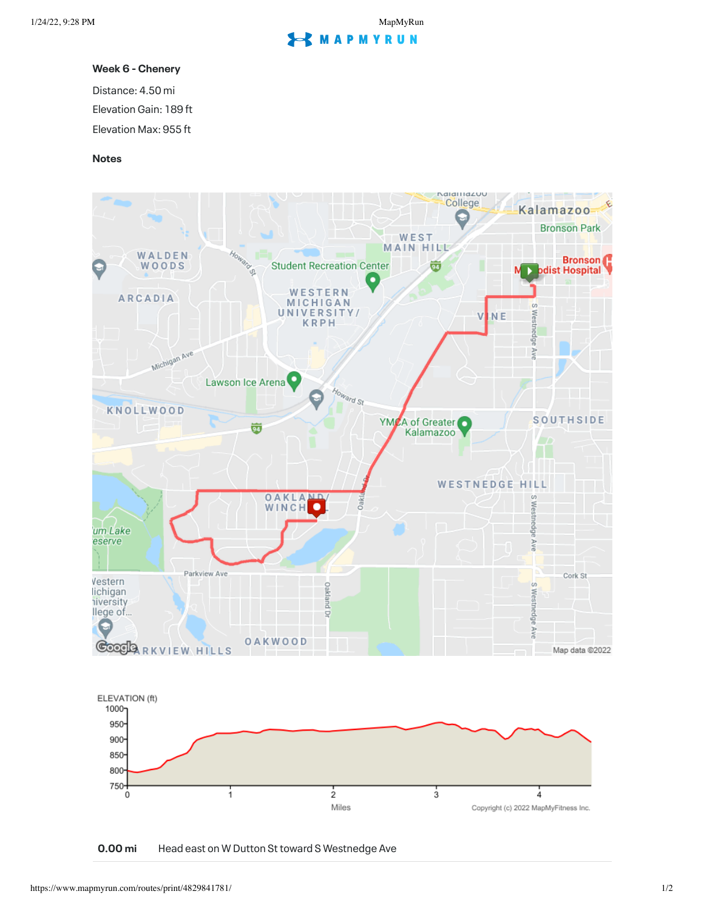**Week 6 - Chenery**

Distance: 4.50 mi

Elevation Gain: 189 ft

Elevation Max: 955 ft

**Notes**

**0.00 mi** Head east on W Dutton St toward S Westnedge Ave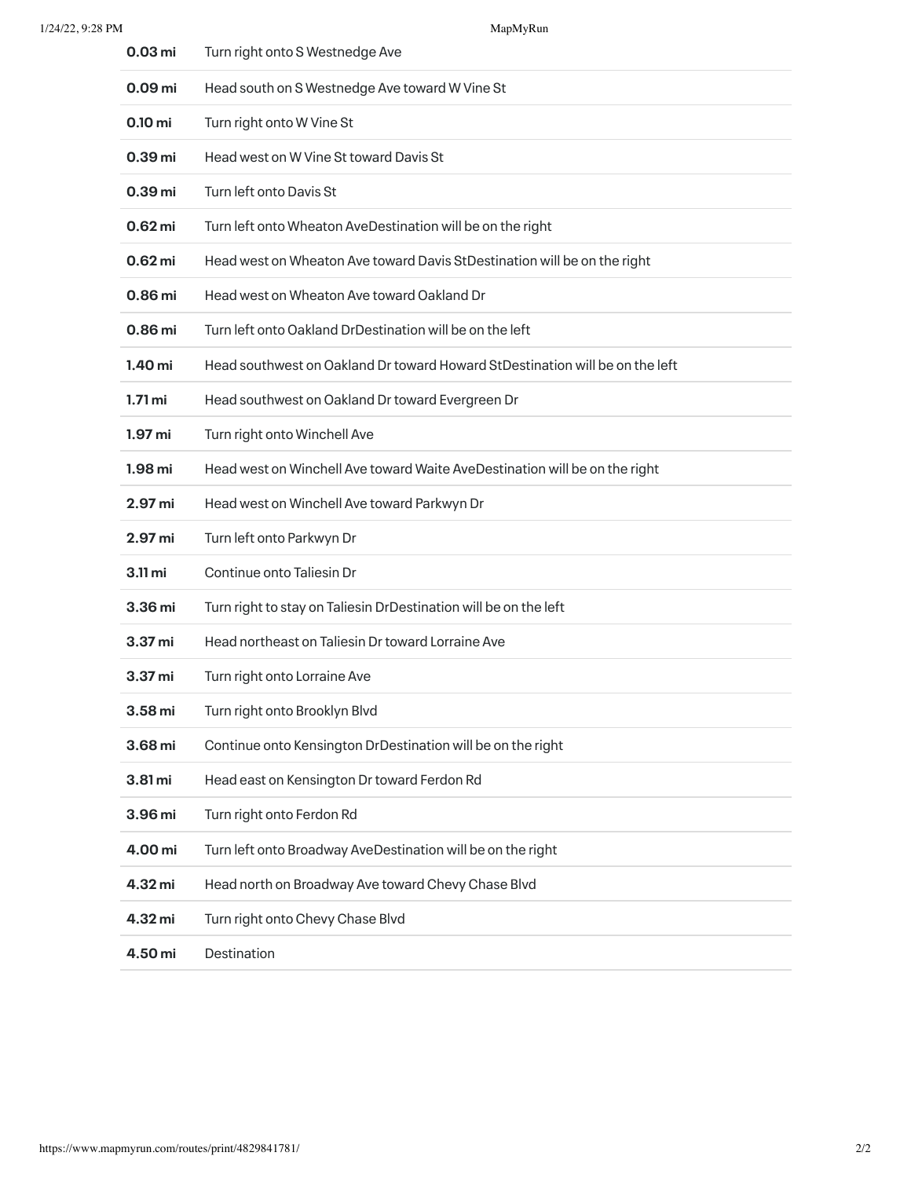| | |
|---|---|
| **0.03 mi** | Turn right onto S Westnedge Ave |
| **0.09 mi** | Head south on S Westnedge Ave toward W Vine St |
| **0.10 mi** | Turn right onto W Vine St |
| **0.39 mi** | Head west on W Vine St toward Davis St |
| **0.39 mi** | Turn left onto Davis St |
| **0.62 mi** | Turn left onto Wheaton AveDestination will be on the right |
| **0.62 mi** | Head west on Wheaton Ave toward Davis StDestination will be on the right |
| **0.86 mi** | Head west on Wheaton Ave toward Oakland Dr |
| **0.86 mi** | Turn left onto Oakland DrDestination will be on the left |
| **1.40 mi** | Head southwest on Oakland Dr toward Howard StDestination will be on the left |
| **1.71 mi** | Head southwest on Oakland Dr toward Evergreen Dr |
| **1.97 mi** | Turn right onto Winchell Ave |
| **1.98 mi** | Head west on Winchell Ave toward Waite AveDestination will be on the right |
| **2.97 mi** | Head west on Winchell Ave toward Parkwyn Dr |
| **2.97 mi** | Turn left onto Parkwyn Dr |
| **3.11 mi** | Continue onto Taliesin Dr |
| **3.36 mi** | Turn right to stay on Taliesin DrDestination will be on the left |
| **3.37 mi** | Head northeast on Taliesin Dr toward Lorraine Ave |
| **3.37 mi** | Turn right onto Lorraine Ave |
| **3.58 mi** | Turn right onto Brooklyn Blvd |
| **3.68 mi** | Continue onto Kensington DrDestination will be on the right |
| **3.81 mi** | Head east on Kensington Dr toward Ferdon Rd |
| **3.96 mi** | Turn right onto Ferdon Rd |
| **4.00 mi** | Turn left onto Broadway AveDestination will be on the right |
| **4.32 mi** | Head north on Broadway Ave toward Chevy Chase Blvd |
| **4.32 mi** | Turn right onto Chevy Chase Blvd |
| **4.50 mi** | Destination |